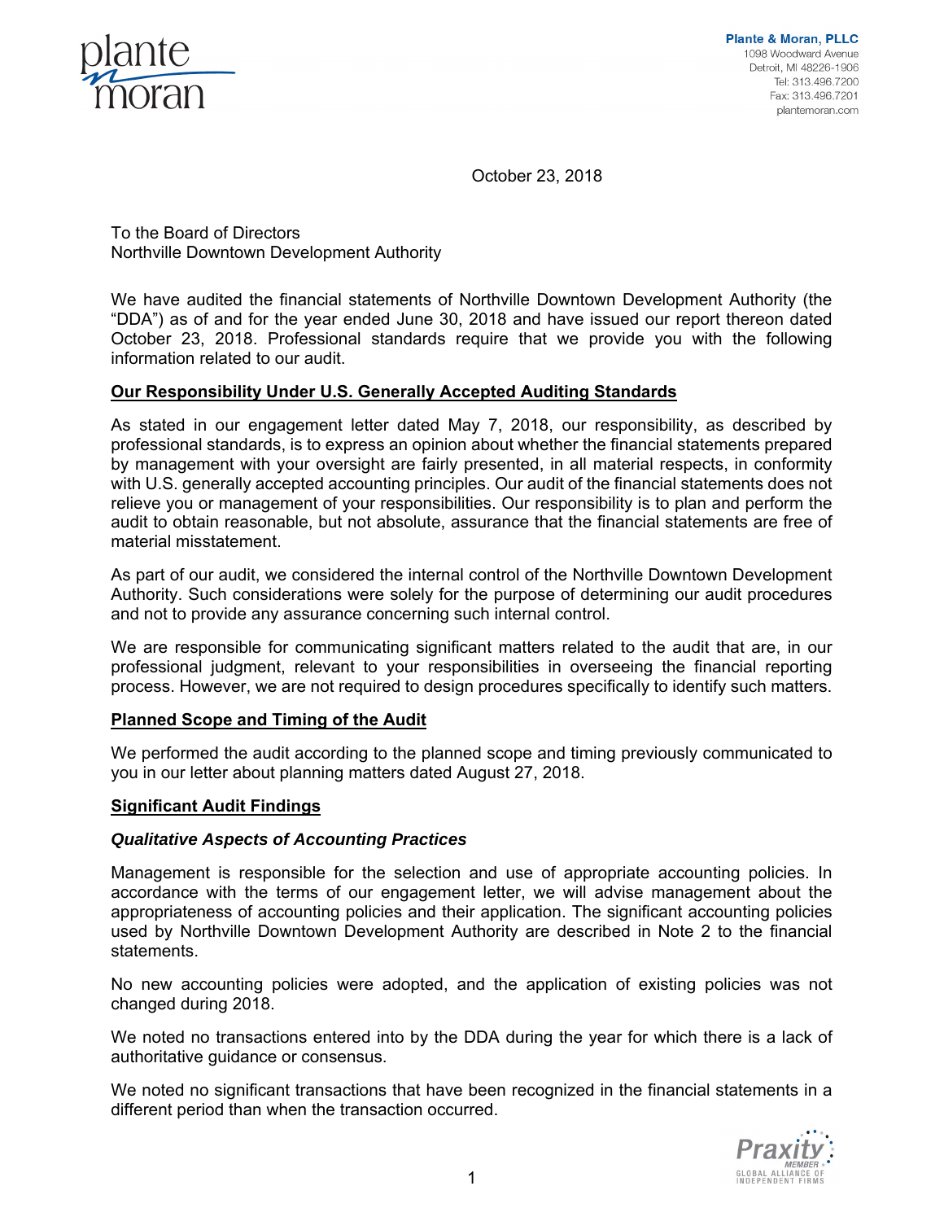Plante & Moran, PLLC
1098 Woodward Avenue
Detroit, MI 48226-1906
Tel: 313.496.7200
Fax: 313.496.7201
plantemoran.com

October 23, 2018

To the Board of Directors
Northville Downtown Development Authority

We have audited the financial statements of Northville Downtown Development Authority (the "DDA") as of and for the year ended June 30, 2018 and have issued our report thereon dated October 23, 2018. Professional standards require that we provide you with the following information related to our audit.

## Our Responsibility Under U.S. Generally Accepted Auditing Standards

As stated in our engagement letter dated May 7, 2018, our responsibility, as described by professional standards, is to express an opinion about whether the financial statements prepared by management with your oversight are fairly presented, in all material respects, in conformity with U.S. generally accepted accounting principles. Our audit of the financial statements does not relieve you or management of your responsibilities. Our responsibility is to plan and perform the audit to obtain reasonable, but not absolute, assurance that the financial statements are free of material misstatement.

As part of our audit, we considered the internal control of the Northville Downtown Development Authority. Such considerations were solely for the purpose of determining our audit procedures and not to provide any assurance concerning such internal control.

We are responsible for communicating significant matters related to the audit that are, in our professional judgment, relevant to your responsibilities in overseeing the financial reporting process. However, we are not required to design procedures specifically to identify such matters.

## Planned Scope and Timing of the Audit

We performed the audit according to the planned scope and timing previously communicated to you in our letter about planning matters dated August 27, 2018.

## Significant Audit Findings

### *Qualitative Aspects of Accounting Practices*

Management is responsible for the selection and use of appropriate accounting policies. In accordance with the terms of our engagement letter, we will advise management about the appropriateness of accounting policies and their application. The significant accounting policies used by Northville Downtown Development Authority are described in Note 2 to the financial statements.

No new accounting policies were adopted, and the application of existing policies was not changed during 2018.

We noted no transactions entered into by the DDA during the year for which there is a lack of authoritative guidance or consensus.

We noted no significant transactions that have been recognized in the financial statements in a different period than when the transaction occurred.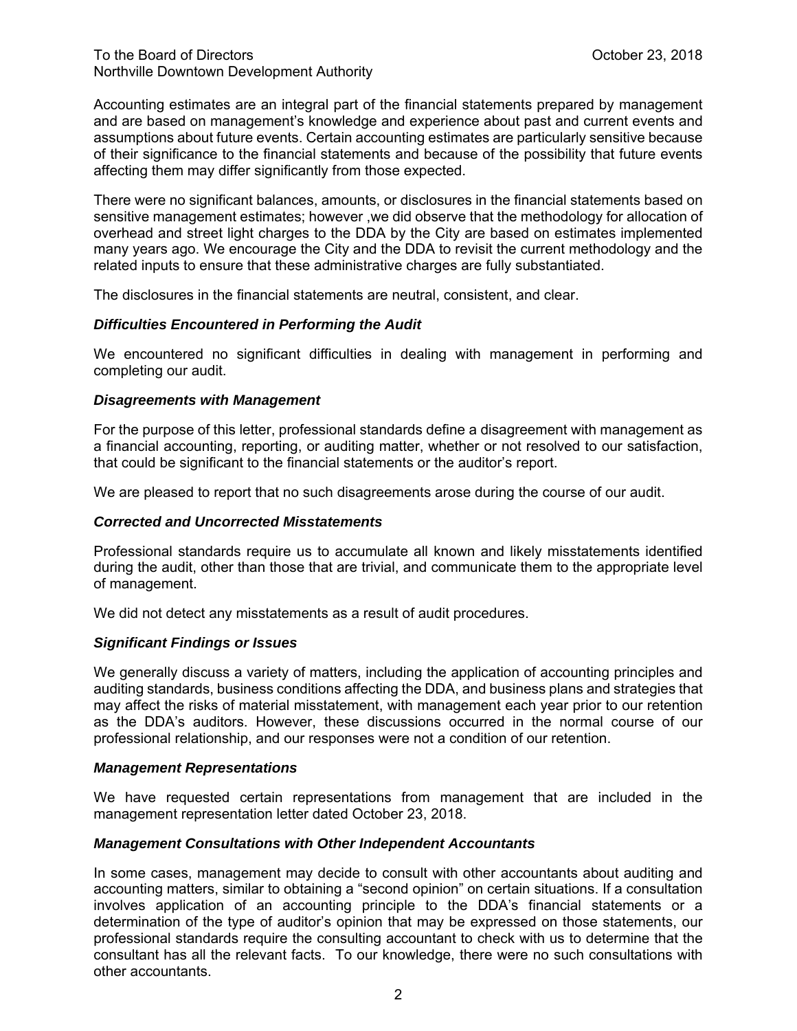To the Board of Directors
Northville Downtown Development Authority

October 23, 2018

Accounting estimates are an integral part of the financial statements prepared by management and are based on management's knowledge and experience about past and current events and assumptions about future events. Certain accounting estimates are particularly sensitive because of their significance to the financial statements and because of the possibility that future events affecting them may differ significantly from those expected.

There were no significant balances, amounts, or disclosures in the financial statements based on sensitive management estimates; however ,we did observe that the methodology for allocation of overhead and street light charges to the DDA by the City are based on estimates implemented many years ago. We encourage the City and the DDA to revisit the current methodology and the related inputs to ensure that these administrative charges are fully substantiated.

The disclosures in the financial statements are neutral, consistent, and clear.

### *Difficulties Encountered in Performing the Audit*

We encountered no significant difficulties in dealing with management in performing and completing our audit.

### *Disagreements with Management*

For the purpose of this letter, professional standards define a disagreement with management as a financial accounting, reporting, or auditing matter, whether or not resolved to our satisfaction, that could be significant to the financial statements or the auditor's report.

We are pleased to report that no such disagreements arose during the course of our audit.

### *Corrected and Uncorrected Misstatements*

Professional standards require us to accumulate all known and likely misstatements identified during the audit, other than those that are trivial, and communicate them to the appropriate level of management.

We did not detect any misstatements as a result of audit procedures.

### *Significant Findings or Issues*

We generally discuss a variety of matters, including the application of accounting principles and auditing standards, business conditions affecting the DDA, and business plans and strategies that may affect the risks of material misstatement, with management each year prior to our retention as the DDA's auditors. However, these discussions occurred in the normal course of our professional relationship, and our responses were not a condition of our retention.

### *Management Representations*

We have requested certain representations from management that are included in the management representation letter dated October 23, 2018.

### *Management Consultations with Other Independent Accountants*

In some cases, management may decide to consult with other accountants about auditing and accounting matters, similar to obtaining a "second opinion" on certain situations. If a consultation involves application of an accounting principle to the DDA's financial statements or a determination of the type of auditor's opinion that may be expressed on those statements, our professional standards require the consulting accountant to check with us to determine that the consultant has all the relevant facts. To our knowledge, there were no such consultations with other accountants.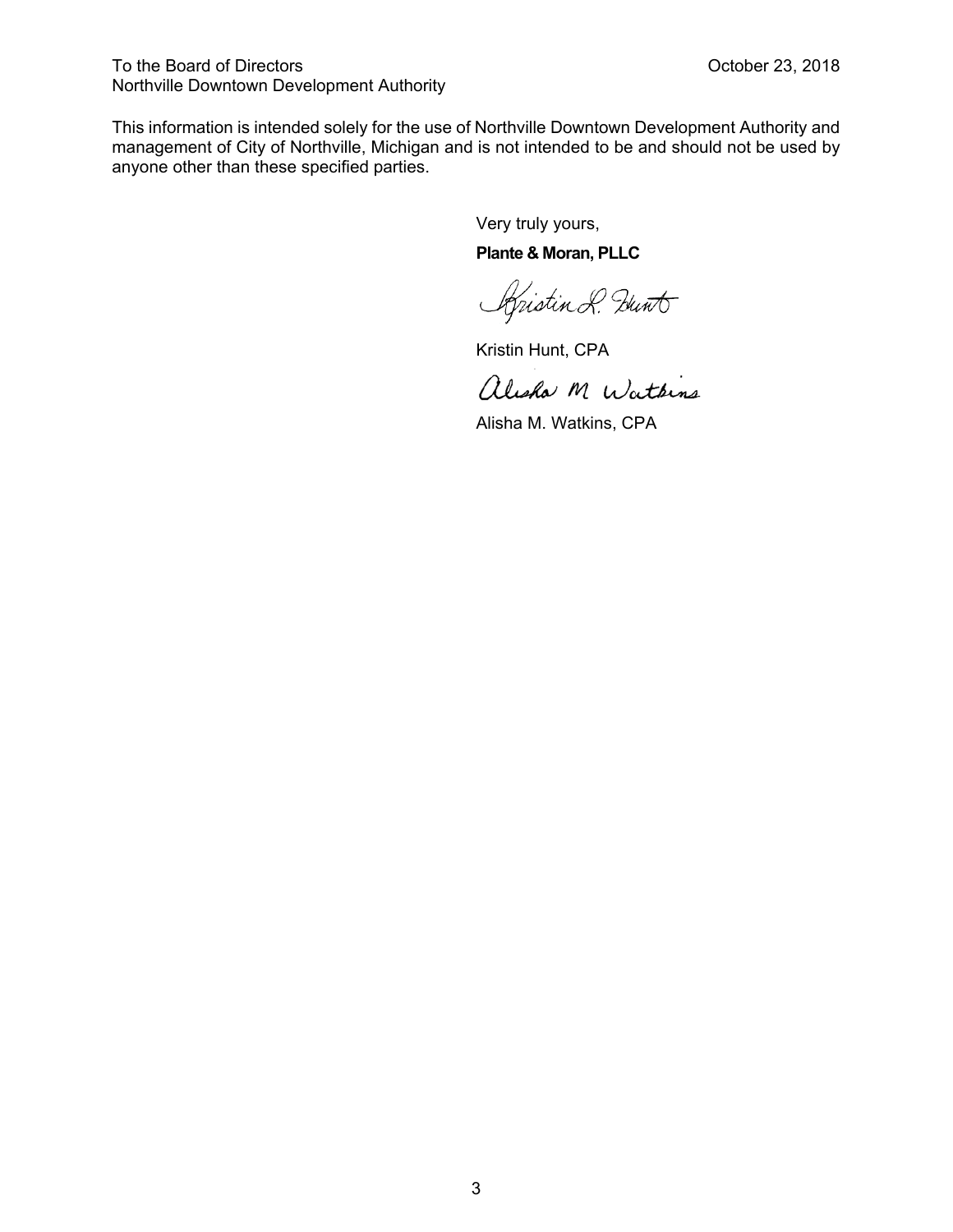To the Board of Directors
Northville Downtown Development Authority

October 23, 2018

This information is intended solely for the use of Northville Downtown Development Authority and management of City of Northville, Michigan and is not intended to be and should not be used by anyone other than these specified parties.

Very truly yours,

**Plante & Moran, PLLC**

Kristin Hunt, CPA

Alisha M. Watkins, CPA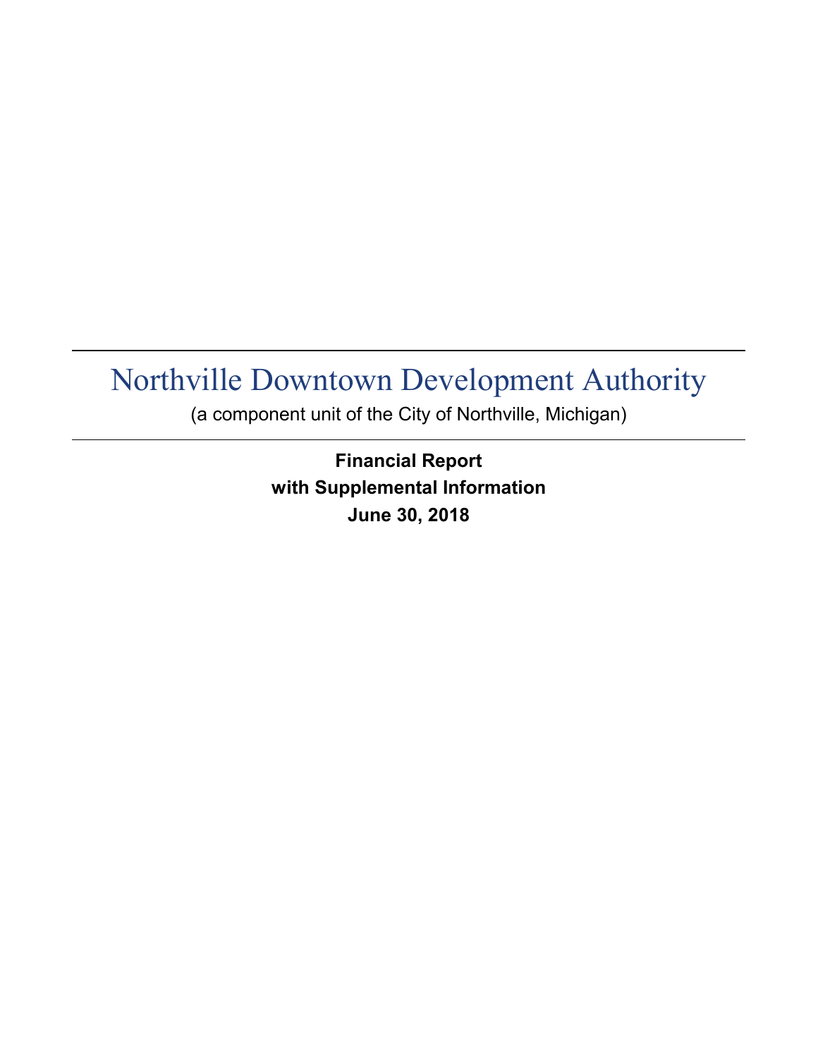# Northville Downtown Development Authority

(a component unit of the City of Northville, Michigan)

**Financial Report**
**with Supplemental Information**
**June 30, 2018**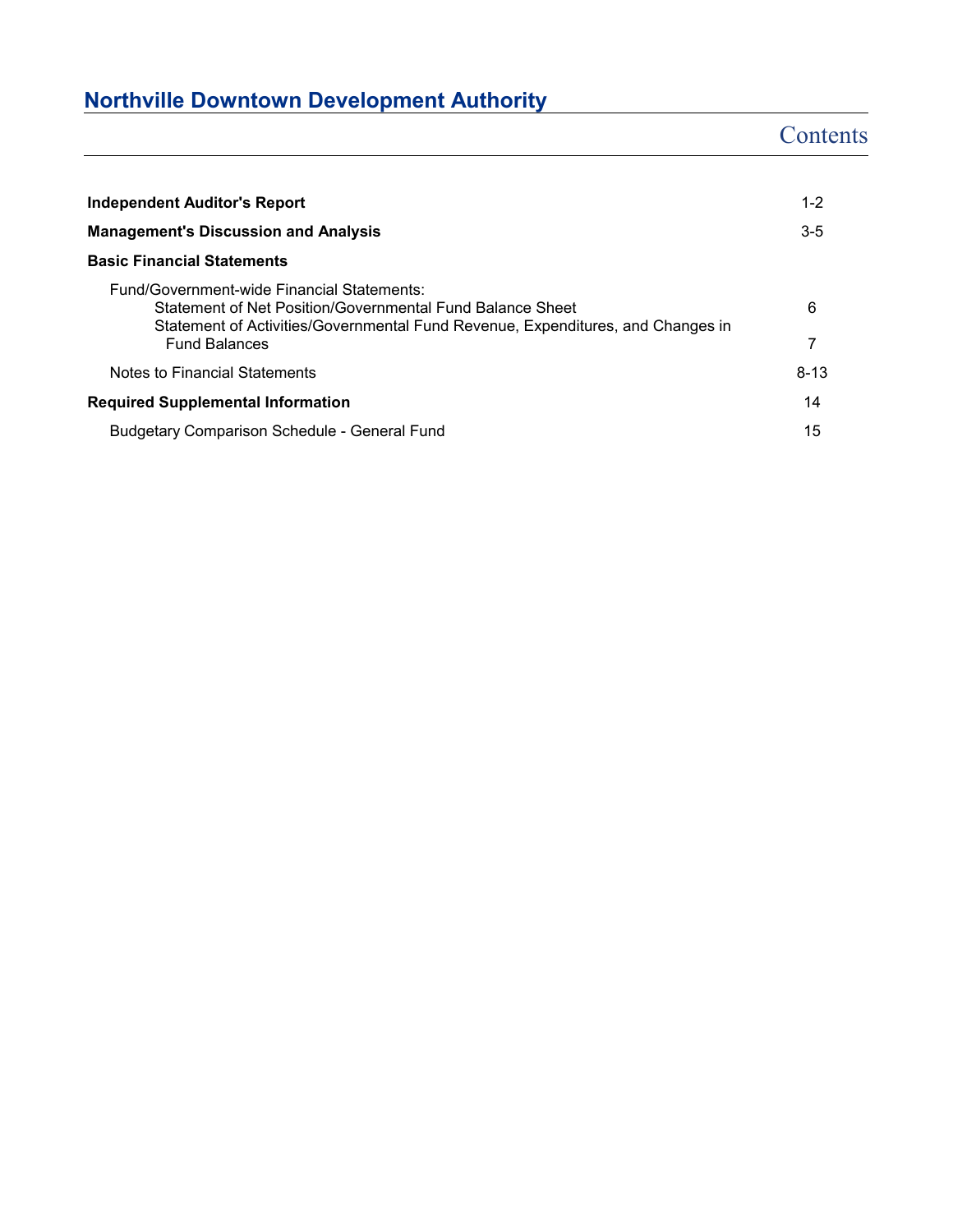# Northville Downtown Development Authority

## Contents

| | |
|---|---|
| **Independent Auditor's Report** | 1-2 |
| **Management's Discussion and Analysis** | 3-5 |
| **Basic Financial Statements** | |
| Fund/Government-wide Financial Statements: | |
| Statement of Net Position/Governmental Fund Balance Sheet | 6 |
| Statement of Activities/Governmental Fund Revenue, Expenditures, and Changes in Fund Balances | 7 |
| Notes to Financial Statements | 8-13 |
| **Required Supplemental Information** | 14 |
| Budgetary Comparison Schedule - General Fund | 15 |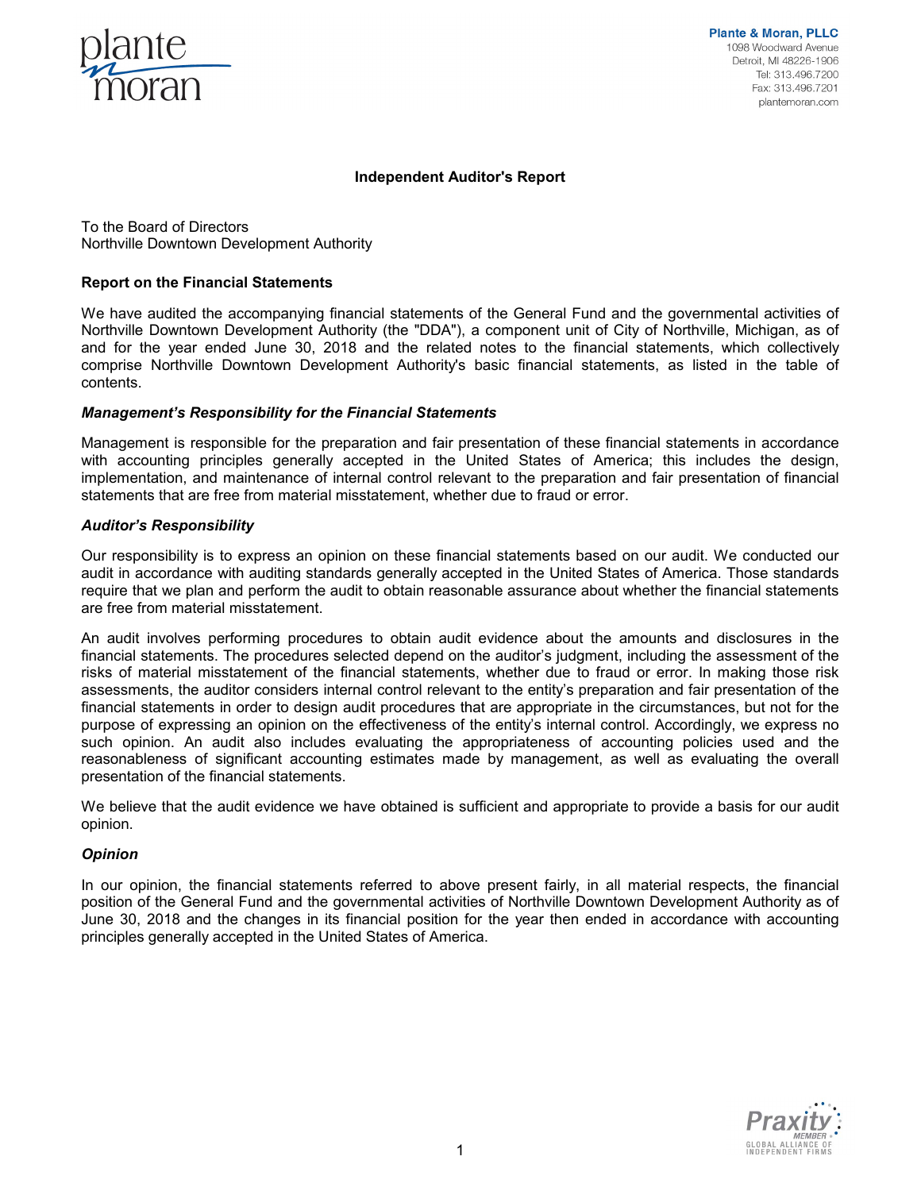Plante & Moran, PLLC
1098 Woodward Avenue
Detroit, MI 48226-1906
Tel: 313.496.7200
Fax: 313.496.7201
plantemoran.com

## Independent Auditor's Report

To the Board of Directors
Northville Downtown Development Authority

### Report on the Financial Statements

We have audited the accompanying financial statements of the General Fund and the governmental activities of Northville Downtown Development Authority (the "DDA"), a component unit of City of Northville, Michigan, as of and for the year ended June 30, 2018 and the related notes to the financial statements, which collectively comprise Northville Downtown Development Authority's basic financial statements, as listed in the table of contents.

#### *Management's Responsibility for the Financial Statements*

Management is responsible for the preparation and fair presentation of these financial statements in accordance with accounting principles generally accepted in the United States of America; this includes the design, implementation, and maintenance of internal control relevant to the preparation and fair presentation of financial statements that are free from material misstatement, whether due to fraud or error.

#### *Auditor's Responsibility*

Our responsibility is to express an opinion on these financial statements based on our audit. We conducted our audit in accordance with auditing standards generally accepted in the United States of America. Those standards require that we plan and perform the audit to obtain reasonable assurance about whether the financial statements are free from material misstatement.

An audit involves performing procedures to obtain audit evidence about the amounts and disclosures in the financial statements. The procedures selected depend on the auditor's judgment, including the assessment of the risks of material misstatement of the financial statements, whether due to fraud or error. In making those risk assessments, the auditor considers internal control relevant to the entity's preparation and fair presentation of the financial statements in order to design audit procedures that are appropriate in the circumstances, but not for the purpose of expressing an opinion on the effectiveness of the entity's internal control. Accordingly, we express no such opinion. An audit also includes evaluating the appropriateness of accounting policies used and the reasonableness of significant accounting estimates made by management, as well as evaluating the overall presentation of the financial statements.

We believe that the audit evidence we have obtained is sufficient and appropriate to provide a basis for our audit opinion.

#### *Opinion*

In our opinion, the financial statements referred to above present fairly, in all material respects, the financial position of the General Fund and the governmental activities of Northville Downtown Development Authority as of June 30, 2018 and the changes in its financial position for the year then ended in accordance with accounting principles generally accepted in the United States of America.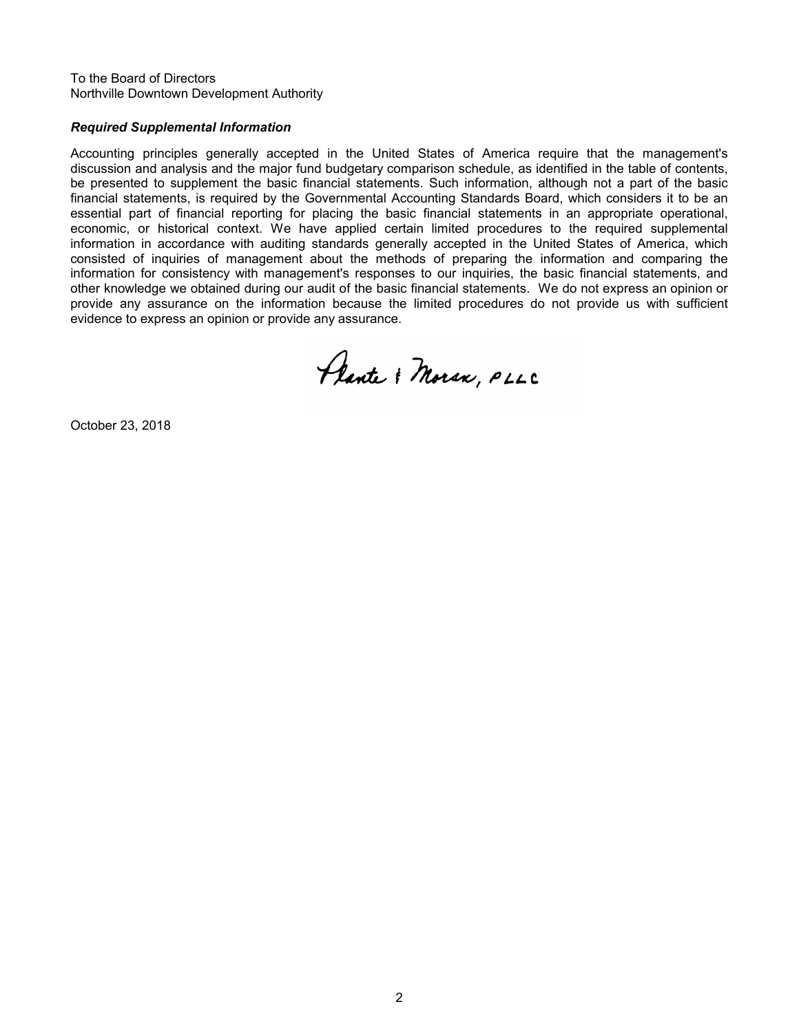To the Board of Directors
Northville Downtown Development Authority

### *Required Supplemental Information*

Accounting principles generally accepted in the United States of America require that the management's discussion and analysis and the major fund budgetary comparison schedule, as identified in the table of contents, be presented to supplement the basic financial statements. Such information, although not a part of the basic financial statements, is required by the Governmental Accounting Standards Board, which considers it to be an essential part of financial reporting for placing the basic financial statements in an appropriate operational, economic, or historical context. We have applied certain limited procedures to the required supplemental information in accordance with auditing standards generally accepted in the United States of America, which consisted of inquiries of management about the methods of preparing the information and comparing the information for consistency with management's responses to our inquiries, the basic financial statements, and other knowledge we obtained during our audit of the basic financial statements. We do not express an opinion or provide any assurance on the information because the limited procedures do not provide us with sufficient evidence to express an opinion or provide any assurance.

Plante & Moran, PLLC

October 23, 2018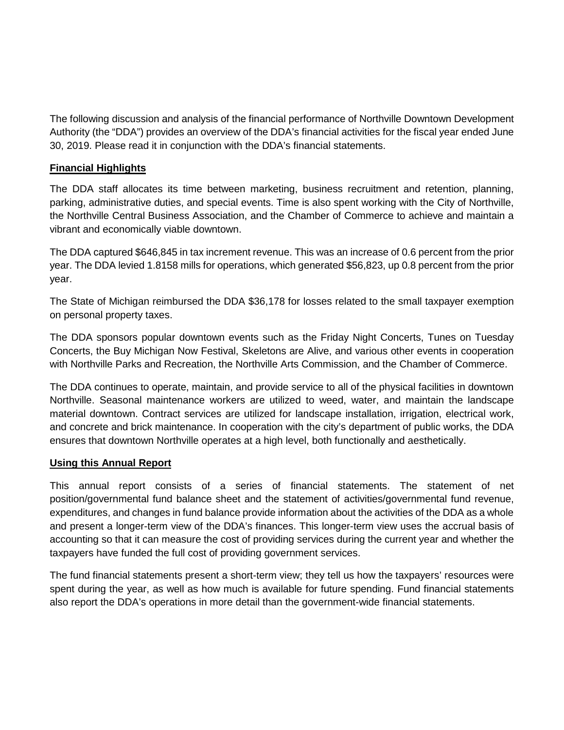The following discussion and analysis of the financial performance of Northville Downtown Development Authority (the "DDA") provides an overview of the DDA's financial activities for the fiscal year ended June 30, 2019. Please read it in conjunction with the DDA's financial statements.

## Financial Highlights

The DDA staff allocates its time between marketing, business recruitment and retention, planning, parking, administrative duties, and special events. Time is also spent working with the City of Northville, the Northville Central Business Association, and the Chamber of Commerce to achieve and maintain a vibrant and economically viable downtown.

The DDA captured $646,845 in tax increment revenue. This was an increase of 0.6 percent from the prior year. The DDA levied 1.8158 mills for operations, which generated $56,823, up 0.8 percent from the prior year.

The State of Michigan reimbursed the DDA $36,178 for losses related to the small taxpayer exemption on personal property taxes.

The DDA sponsors popular downtown events such as the Friday Night Concerts, Tunes on Tuesday Concerts, the Buy Michigan Now Festival, Skeletons are Alive, and various other events in cooperation with Northville Parks and Recreation, the Northville Arts Commission, and the Chamber of Commerce.

The DDA continues to operate, maintain, and provide service to all of the physical facilities in downtown Northville. Seasonal maintenance workers are utilized to weed, water, and maintain the landscape material downtown. Contract services are utilized for landscape installation, irrigation, electrical work, and concrete and brick maintenance. In cooperation with the city's department of public works, the DDA ensures that downtown Northville operates at a high level, both functionally and aesthetically.

## Using this Annual Report

This annual report consists of a series of financial statements. The statement of net position/governmental fund balance sheet and the statement of activities/governmental fund revenue, expenditures, and changes in fund balance provide information about the activities of the DDA as a whole and present a longer-term view of the DDA's finances. This longer-term view uses the accrual basis of accounting so that it can measure the cost of providing services during the current year and whether the taxpayers have funded the full cost of providing government services.

The fund financial statements present a short-term view; they tell us how the taxpayers' resources were spent during the year, as well as how much is available for future spending. Fund financial statements also report the DDA's operations in more detail than the government-wide financial statements.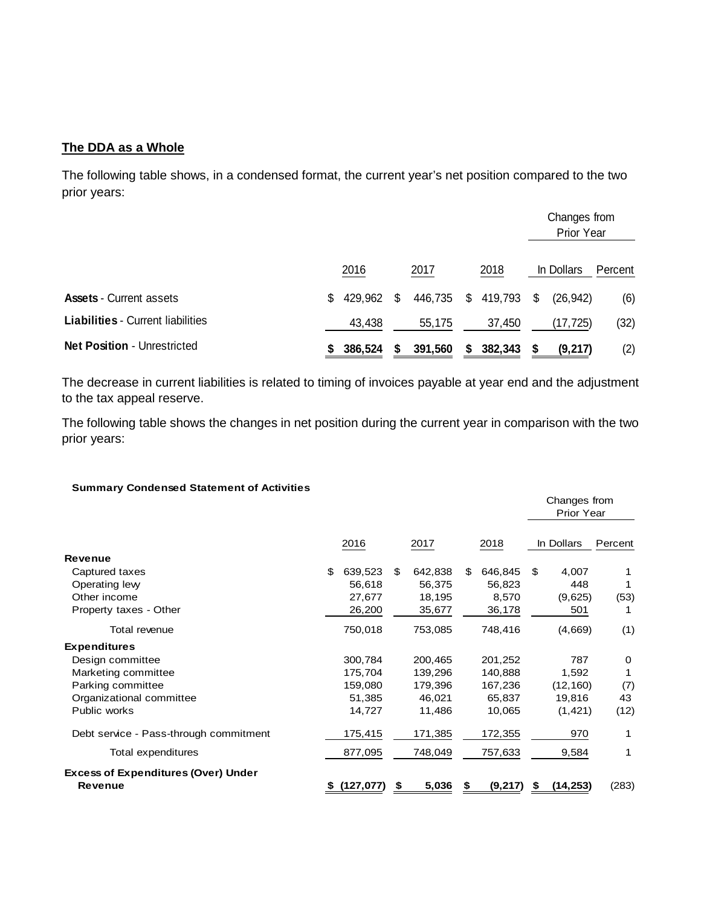## The DDA as a Whole

The following table shows, in a condensed format, the current year's net position compared to the two prior years:

| | 2016 | 2017 | 2018 | Changes from Prior Year In Dollars | Changes from Prior Year Percent |
|---|---|---|---|---|---|
| **Assets** - Current assets | $ 429,962 | $ 446,735 | $ 419,793 | $ (26,942) | (6) |
| **Liabilities** - Current liabilities | 43,438 | 55,175 | 37,450 | (17,725) | (32) |
| **Net Position** - Unrestricted | **$ 386,524** | **$ 391,560** | **$ 382,343** | **$ (9,217)** | (2) |

The decrease in current liabilities is related to timing of invoices payable at year end and the adjustment to the tax appeal reserve.

The following table shows the changes in net position during the current year in comparison with the two prior years:

**Summary Condensed Statement of Activities**

| | 2016 | 2017 | 2018 | Changes from Prior Year In Dollars | Changes from Prior Year Percent |
|---|---|---|---|---|---|
| **Revenue** | | | | | |
| Captured taxes | $ 639,523 | $ 642,838 | $ 646,845 | $ 4,007 | 1 |
| Operating levy | 56,618 | 56,375 | 56,823 | 448 | 1 |
| Other income | 27,677 | 18,195 | 8,570 | (9,625) | (53) |
| Property taxes - Other | 26,200 | 35,677 | 36,178 | 501 | 1 |
| Total revenue | 750,018 | 753,085 | 748,416 | (4,669) | (1) |
| **Expenditures** | | | | | |
| Design committee | 300,784 | 200,465 | 201,252 | 787 | 0 |
| Marketing committee | 175,704 | 139,296 | 140,888 | 1,592 | 1 |
| Parking committee | 159,080 | 179,396 | 167,236 | (12,160) | (7) |
| Organizational committee | 51,385 | 46,021 | 65,837 | 19,816 | 43 |
| Public works | 14,727 | 11,486 | 10,065 | (1,421) | (12) |
| Debt service - Pass-through commitment | 175,415 | 171,385 | 172,355 | 970 | 1 |
| Total expenditures | 877,095 | 748,049 | 757,633 | 9,584 | 1 |
| **Excess of Expenditures (Over) Under Revenue** | **$ (127,077)** | **$ 5,036** | **$ (9,217)** | **$ (14,253)** | (283) |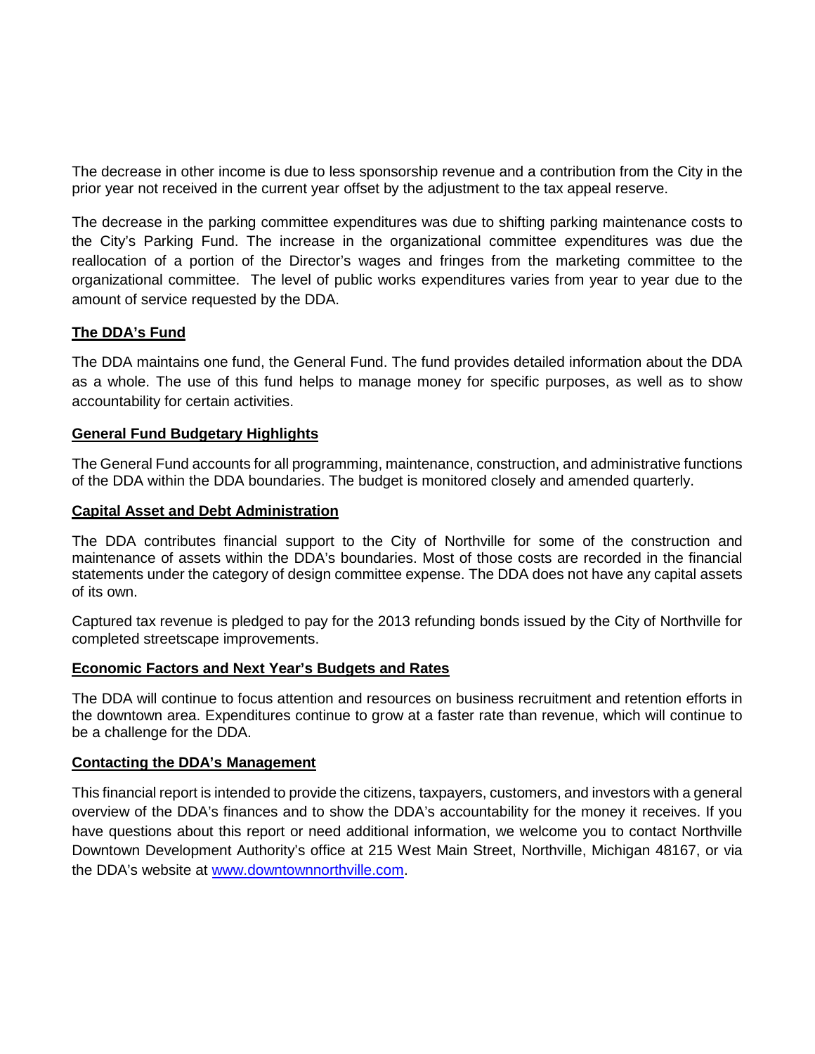The decrease in other income is due to less sponsorship revenue and a contribution from the City in the prior year not received in the current year offset by the adjustment to the tax appeal reserve.

The decrease in the parking committee expenditures was due to shifting parking maintenance costs to the City's Parking Fund. The increase in the organizational committee expenditures was due the reallocation of a portion of the Director's wages and fringes from the marketing committee to the organizational committee. The level of public works expenditures varies from year to year due to the amount of service requested by the DDA.

## The DDA's Fund

The DDA maintains one fund, the General Fund. The fund provides detailed information about the DDA as a whole. The use of this fund helps to manage money for specific purposes, as well as to show accountability for certain activities.

## General Fund Budgetary Highlights

The General Fund accounts for all programming, maintenance, construction, and administrative functions of the DDA within the DDA boundaries. The budget is monitored closely and amended quarterly.

## Capital Asset and Debt Administration

The DDA contributes financial support to the City of Northville for some of the construction and maintenance of assets within the DDA's boundaries. Most of those costs are recorded in the financial statements under the category of design committee expense. The DDA does not have any capital assets of its own.

Captured tax revenue is pledged to pay for the 2013 refunding bonds issued by the City of Northville for completed streetscape improvements.

## Economic Factors and Next Year's Budgets and Rates

The DDA will continue to focus attention and resources on business recruitment and retention efforts in the downtown area. Expenditures continue to grow at a faster rate than revenue, which will continue to be a challenge for the DDA.

## Contacting the DDA's Management

This financial report is intended to provide the citizens, taxpayers, customers, and investors with a general overview of the DDA's finances and to show the DDA's accountability for the money it receives. If you have questions about this report or need additional information, we welcome you to contact Northville Downtown Development Authority's office at 215 West Main Street, Northville, Michigan 48167, or via the DDA's website at [www.downtownnorthville.com](http://www.downtownnorthville.com).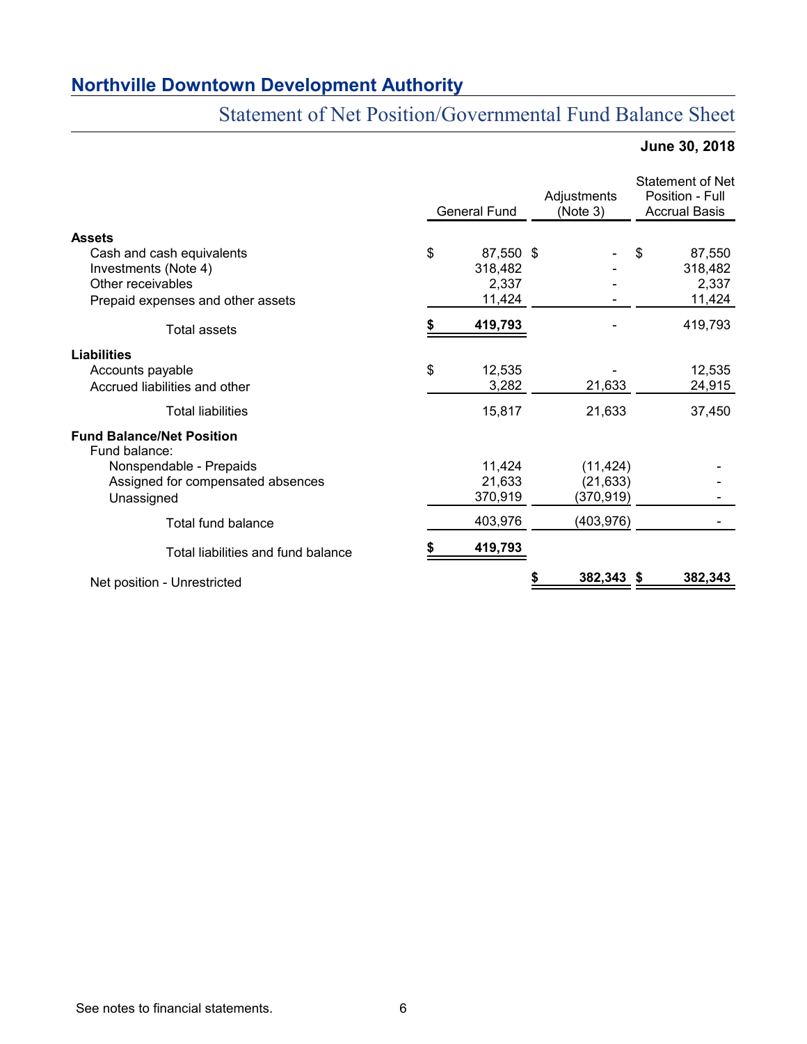# Northville Downtown Development Authority

## Statement of Net Position/Governmental Fund Balance Sheet

**June 30, 2018**

| | General Fund | Adjustments (Note 3) | Statement of Net Position - Full Accrual Basis |
|---|---|---|---|
| **Assets** | | | |
| Cash and cash equivalents | $ 87,550 | $ - | $ 87,550 |
| Investments (Note 4) | 318,482 | - | 318,482 |
| Other receivables | 2,337 | - | 2,337 |
| Prepaid expenses and other assets | 11,424 | - | 11,424 |
| Total assets | **$ 419,793** | - | 419,793 |
| **Liabilities** | | | |
| Accounts payable | $ 12,535 | - | 12,535 |
| Accrued liabilities and other | 3,282 | 21,633 | 24,915 |
| Total liabilities | 15,817 | 21,633 | 37,450 |
| **Fund Balance/Net Position** | | | |
| Fund balance: | | | |
| Nonspendable - Prepaids | 11,424 | (11,424) | - |
| Assigned for compensated absences | 21,633 | (21,633) | - |
| Unassigned | 370,919 | (370,919) | - |
| Total fund balance | 403,976 | (403,976) | - |
| Total liabilities and fund balance | **$ 419,793** | | |
| Net position - Unrestricted | | **$ 382,343** | **$ 382,343** |

See notes to financial statements.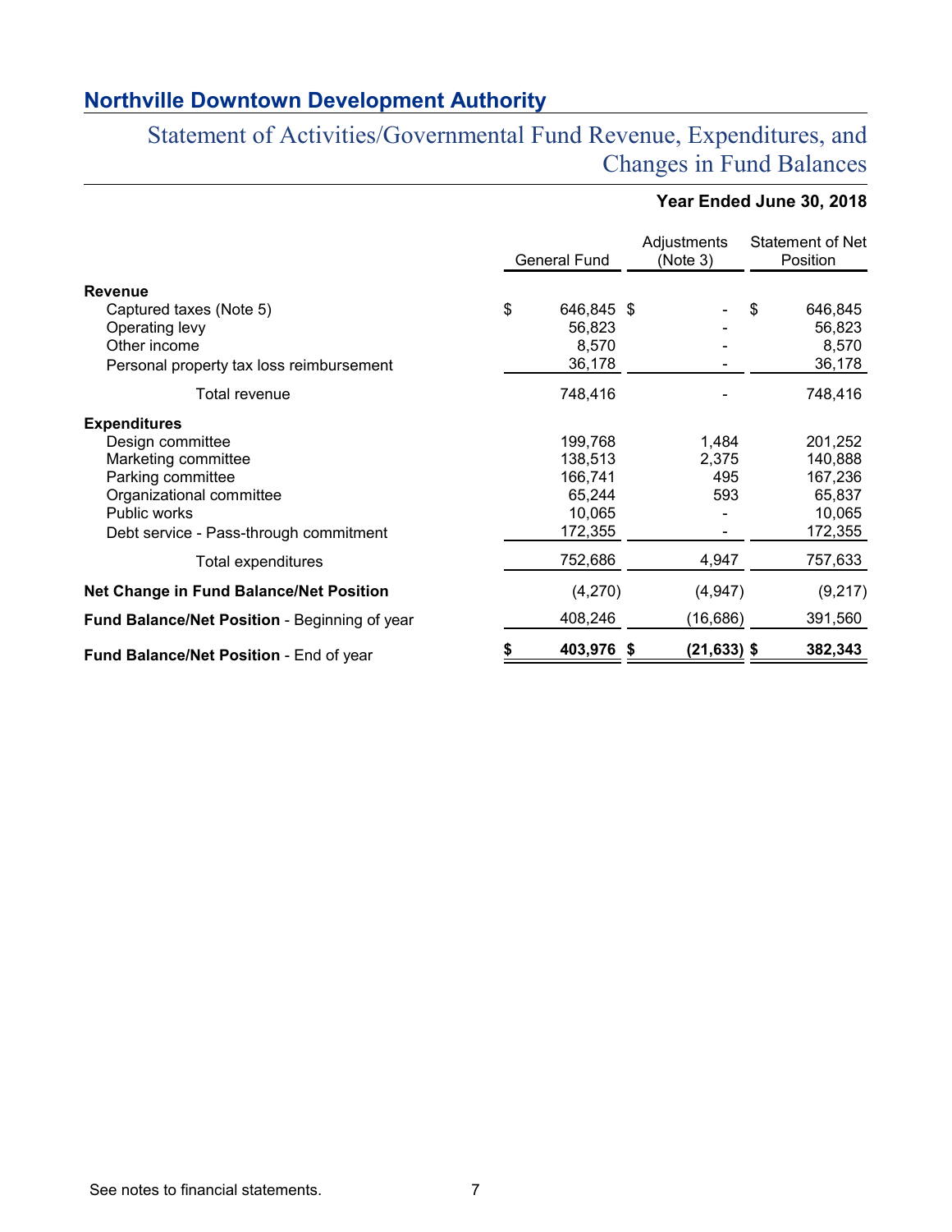## Northville Downtown Development Authority

### Statement of Activities/Governmental Fund Revenue, Expenditures, and Changes in Fund Balances

**Year Ended June 30, 2018**

| | General Fund | Adjustments (Note 3) | Statement of Net Position |
|---|---|---|---|
| **Revenue** | | | |
| Captured taxes (Note 5) | $ 646,845 | $ - | $ 646,845 |
| Operating levy | 56,823 | - | 56,823 |
| Other income | 8,570 | - | 8,570 |
| Personal property tax loss reimbursement | 36,178 | - | 36,178 |
| Total revenue | 748,416 | - | 748,416 |
| **Expenditures** | | | |
| Design committee | 199,768 | 1,484 | 201,252 |
| Marketing committee | 138,513 | 2,375 | 140,888 |
| Parking committee | 166,741 | 495 | 167,236 |
| Organizational committee | 65,244 | 593 | 65,837 |
| Public works | 10,065 | - | 10,065 |
| Debt service - Pass-through commitment | 172,355 | - | 172,355 |
| Total expenditures | 752,686 | 4,947 | 757,633 |
| **Net Change in Fund Balance/Net Position** | (4,270) | (4,947) | (9,217) |
| **Fund Balance/Net Position** - Beginning of year | 408,246 | (16,686) | 391,560 |
| **Fund Balance/Net Position** - End of year | **$ 403,976** | **$ (21,633)** | **$ 382,343** |

See notes to financial statements.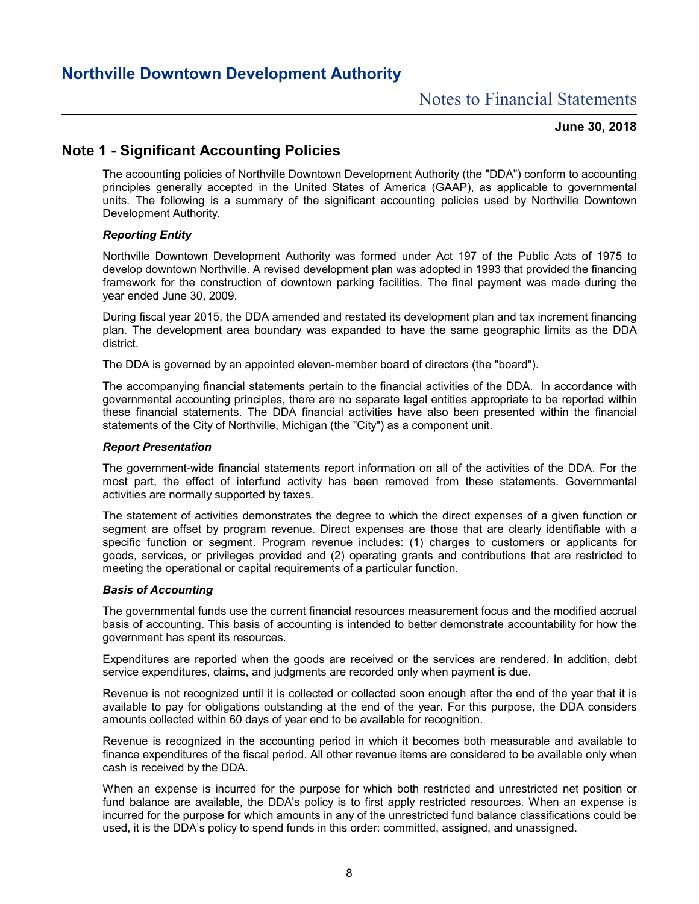# Northville Downtown Development Authority

## Notes to Financial Statements

**June 30, 2018**

## Note 1 - Significant Accounting Policies

The accounting policies of Northville Downtown Development Authority (the "DDA") conform to accounting principles generally accepted in the United States of America (GAAP), as applicable to governmental units. The following is a summary of the significant accounting policies used by Northville Downtown Development Authority.

### *Reporting Entity*

Northville Downtown Development Authority was formed under Act 197 of the Public Acts of 1975 to develop downtown Northville. A revised development plan was adopted in 1993 that provided the financing framework for the construction of downtown parking facilities. The final payment was made during the year ended June 30, 2009.

During fiscal year 2015, the DDA amended and restated its development plan and tax increment financing plan. The development area boundary was expanded to have the same geographic limits as the DDA district.

The DDA is governed by an appointed eleven-member board of directors (the "board").

The accompanying financial statements pertain to the financial activities of the DDA. In accordance with governmental accounting principles, there are no separate legal entities appropriate to be reported within these financial statements. The DDA financial activities have also been presented within the financial statements of the City of Northville, Michigan (the "City") as a component unit.

### *Report Presentation*

The government-wide financial statements report information on all of the activities of the DDA. For the most part, the effect of interfund activity has been removed from these statements. Governmental activities are normally supported by taxes.

The statement of activities demonstrates the degree to which the direct expenses of a given function or segment are offset by program revenue. Direct expenses are those that are clearly identifiable with a specific function or segment. Program revenue includes: (1) charges to customers or applicants for goods, services, or privileges provided and (2) operating grants and contributions that are restricted to meeting the operational or capital requirements of a particular function.

### *Basis of Accounting*

The governmental funds use the current financial resources measurement focus and the modified accrual basis of accounting. This basis of accounting is intended to better demonstrate accountability for how the government has spent its resources.

Expenditures are reported when the goods are received or the services are rendered. In addition, debt service expenditures, claims, and judgments are recorded only when payment is due.

Revenue is not recognized until it is collected or collected soon enough after the end of the year that it is available to pay for obligations outstanding at the end of the year. For this purpose, the DDA considers amounts collected within 60 days of year end to be available for recognition.

Revenue is recognized in the accounting period in which it becomes both measurable and available to finance expenditures of the fiscal period. All other revenue items are considered to be available only when cash is received by the DDA.

When an expense is incurred for the purpose for which both restricted and unrestricted net position or fund balance are available, the DDA's policy is to first apply restricted resources. When an expense is incurred for the purpose for which amounts in any of the unrestricted fund balance classifications could be used, it is the DDA's policy to spend funds in this order: committed, assigned, and unassigned.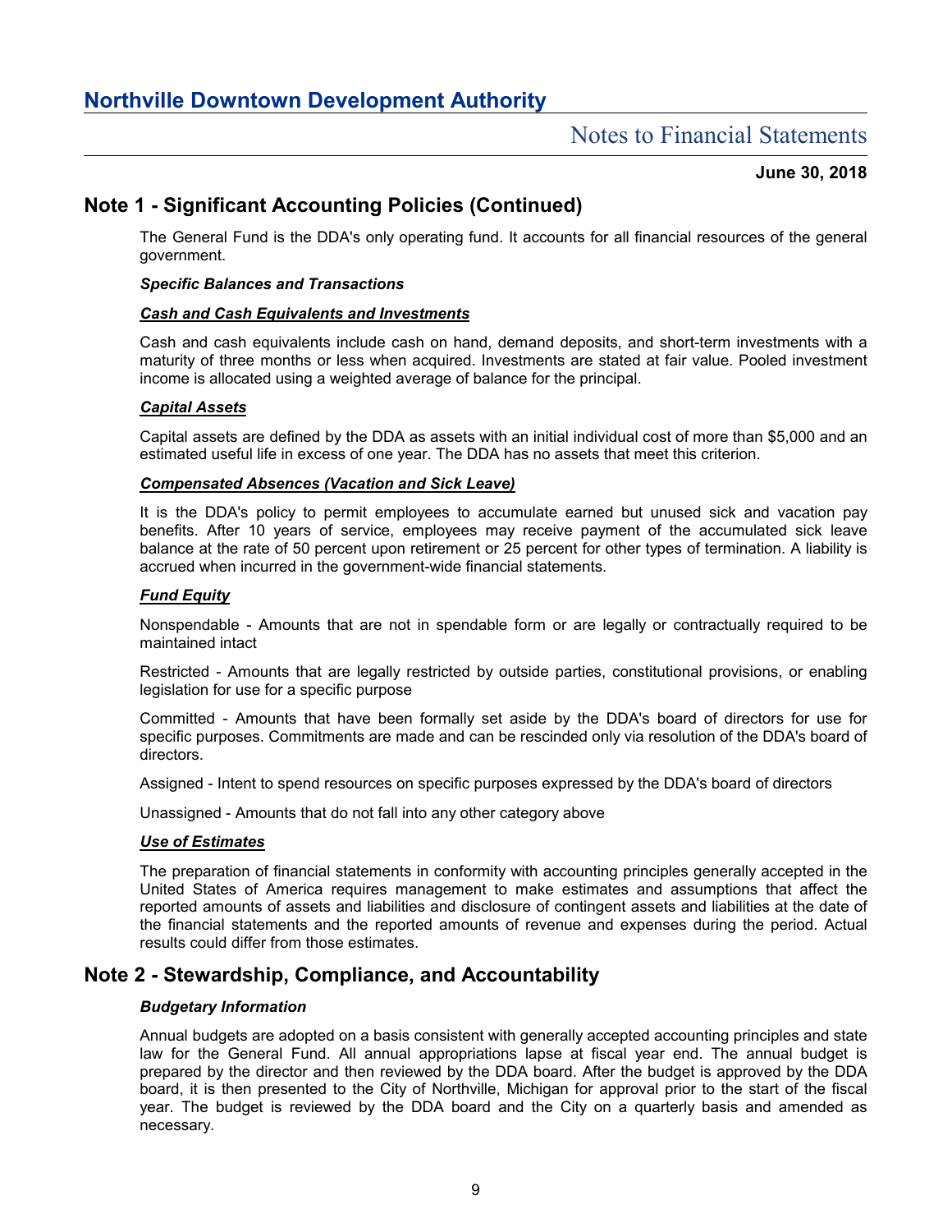## Note 1 - Significant Accounting Policies (Continued)

The General Fund is the DDA's only operating fund. It accounts for all financial resources of the general government.

***Specific Balances and Transactions***

***Cash and Cash Equivalents and Investments***

Cash and cash equivalents include cash on hand, demand deposits, and short-term investments with a maturity of three months or less when acquired. Investments are stated at fair value. Pooled investment income is allocated using a weighted average of balance for the principal.

***Capital Assets***

Capital assets are defined by the DDA as assets with an initial individual cost of more than $5,000 and an estimated useful life in excess of one year. The DDA has no assets that meet this criterion.

***Compensated Absences (Vacation and Sick Leave)***

It is the DDA's policy to permit employees to accumulate earned but unused sick and vacation pay benefits. After 10 years of service, employees may receive payment of the accumulated sick leave balance at the rate of 50 percent upon retirement or 25 percent for other types of termination. A liability is accrued when incurred in the government-wide financial statements.

***Fund Equity***

Nonspendable - Amounts that are not in spendable form or are legally or contractually required to be maintained intact

Restricted - Amounts that are legally restricted by outside parties, constitutional provisions, or enabling legislation for use for a specific purpose

Committed - Amounts that have been formally set aside by the DDA's board of directors for use for specific purposes. Commitments are made and can be rescinded only via resolution of the DDA's board of directors.

Assigned - Intent to spend resources on specific purposes expressed by the DDA's board of directors

Unassigned - Amounts that do not fall into any other category above

***Use of Estimates***

The preparation of financial statements in conformity with accounting principles generally accepted in the United States of America requires management to make estimates and assumptions that affect the reported amounts of assets and liabilities and disclosure of contingent assets and liabilities at the date of the financial statements and the reported amounts of revenue and expenses during the period. Actual results could differ from those estimates.

## Note 2 - Stewardship, Compliance, and Accountability

***Budgetary Information***

Annual budgets are adopted on a basis consistent with generally accepted accounting principles and state law for the General Fund. All annual appropriations lapse at fiscal year end. The annual budget is prepared by the director and then reviewed by the DDA board. After the budget is approved by the DDA board, it is then presented to the City of Northville, Michigan for approval prior to the start of the fiscal year. The budget is reviewed by the DDA board and the City on a quarterly basis and amended as necessary.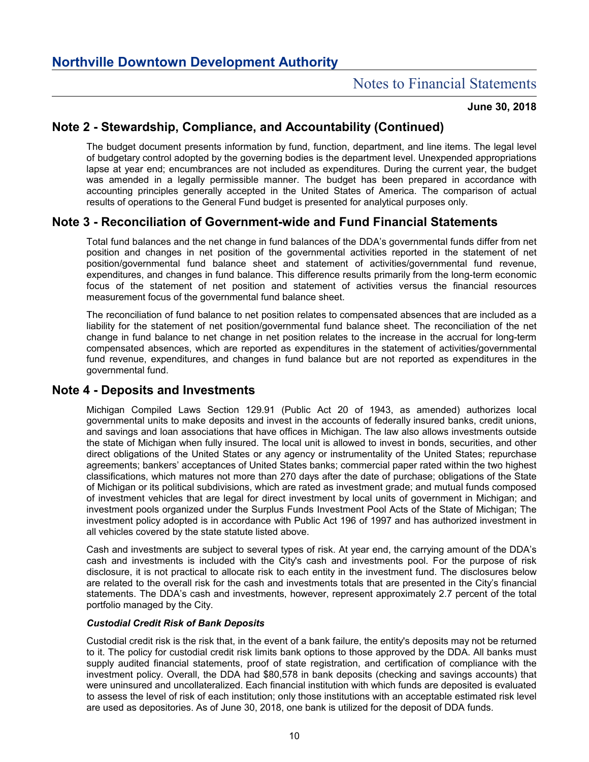## Note 2 - Stewardship, Compliance, and Accountability (Continued)

The budget document presents information by fund, function, department, and line items. The legal level of budgetary control adopted by the governing bodies is the department level. Unexpended appropriations lapse at year end; encumbrances are not included as expenditures. During the current year, the budget was amended in a legally permissible manner. The budget has been prepared in accordance with accounting principles generally accepted in the United States of America. The comparison of actual results of operations to the General Fund budget is presented for analytical purposes only.

## Note 3 - Reconciliation of Government-wide and Fund Financial Statements

Total fund balances and the net change in fund balances of the DDA's governmental funds differ from net position and changes in net position of the governmental activities reported in the statement of net position/governmental fund balance sheet and statement of activities/governmental fund revenue, expenditures, and changes in fund balance. This difference results primarily from the long-term economic focus of the statement of net position and statement of activities versus the financial resources measurement focus of the governmental fund balance sheet.

The reconciliation of fund balance to net position relates to compensated absences that are included as a liability for the statement of net position/governmental fund balance sheet. The reconciliation of the net change in fund balance to net change in net position relates to the increase in the accrual for long-term compensated absences, which are reported as expenditures in the statement of activities/governmental fund revenue, expenditures, and changes in fund balance but are not reported as expenditures in the governmental fund.

## Note 4 - Deposits and Investments

Michigan Compiled Laws Section 129.91 (Public Act 20 of 1943, as amended) authorizes local governmental units to make deposits and invest in the accounts of federally insured banks, credit unions, and savings and loan associations that have offices in Michigan. The law also allows investments outside the state of Michigan when fully insured. The local unit is allowed to invest in bonds, securities, and other direct obligations of the United States or any agency or instrumentality of the United States; repurchase agreements; bankers' acceptances of United States banks; commercial paper rated within the two highest classifications, which matures not more than 270 days after the date of purchase; obligations of the State of Michigan or its political subdivisions, which are rated as investment grade; and mutual funds composed of investment vehicles that are legal for direct investment by local units of government in Michigan; and investment pools organized under the Surplus Funds Investment Pool Acts of the State of Michigan; The investment policy adopted is in accordance with Public Act 196 of 1997 and has authorized investment in all vehicles covered by the state statute listed above.

Cash and investments are subject to several types of risk. At year end, the carrying amount of the DDA's cash and investments is included with the City's cash and investments pool. For the purpose of risk disclosure, it is not practical to allocate risk to each entity in the investment fund. The disclosures below are related to the overall risk for the cash and investments totals that are presented in the City's financial statements. The DDA's cash and investments, however, represent approximately 2.7 percent of the total portfolio managed by the City.

***Custodial Credit Risk of Bank Deposits***

Custodial credit risk is the risk that, in the event of a bank failure, the entity's deposits may not be returned to it. The policy for custodial credit risk limits bank options to those approved by the DDA. All banks must supply audited financial statements, proof of state registration, and certification of compliance with the investment policy. Overall, the DDA had $80,578 in bank deposits (checking and savings accounts) that were uninsured and uncollateralized. Each financial institution with which funds are deposited is evaluated to assess the level of risk of each institution; only those institutions with an acceptable estimated risk level are used as depositories. As of June 30, 2018, one bank is utilized for the deposit of DDA funds.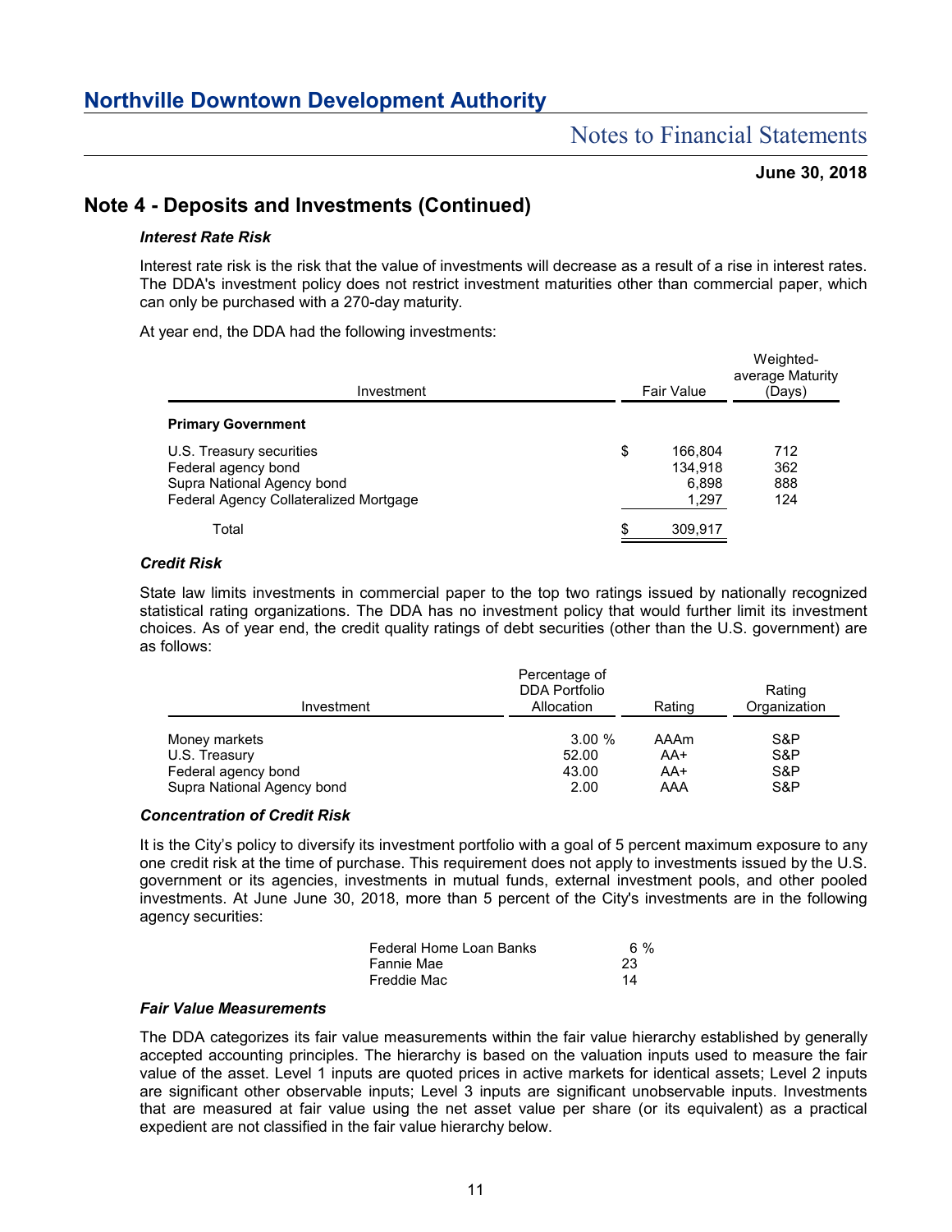## Note 4 - Deposits and Investments (Continued)

***Interest Rate Risk***

Interest rate risk is the risk that the value of investments will decrease as a result of a rise in interest rates. The DDA's investment policy does not restrict investment maturities other than commercial paper, which can only be purchased with a 270-day maturity.

At year end, the DDA had the following investments:

| Investment | Fair Value | Weighted-average Maturity (Days) |
|---|---|---|
| **Primary Government** | | |
| U.S. Treasury securities | $ 166,804 | 712 |
| Federal agency bond | 134,918 | 362 |
| Supra National Agency bond | 6,898 | 888 |
| Federal Agency Collateralized Mortgage | 1,297 | 124 |
| Total | $ 309,917 | |

***Credit Risk***

State law limits investments in commercial paper to the top two ratings issued by nationally recognized statistical rating organizations. The DDA has no investment policy that would further limit its investment choices. As of year end, the credit quality ratings of debt securities (other than the U.S. government) are as follows:

| Investment | Percentage of DDA Portfolio Allocation | Rating | Rating Organization |
|---|---|---|---|
| Money markets | 3.00 % | AAAm | S&P |
| U.S. Treasury | 52.00 | AA+ | S&P |
| Federal agency bond | 43.00 | AA+ | S&P |
| Supra National Agency bond | 2.00 | AAA | S&P |

***Concentration of Credit Risk***

It is the City's policy to diversify its investment portfolio with a goal of 5 percent maximum exposure to any one credit risk at the time of purchase. This requirement does not apply to investments issued by the U.S. government or its agencies, investments in mutual funds, external investment pools, and other pooled investments. At June June 30, 2018, more than 5 percent of the City's investments are in the following agency securities:

| | |
|---|---|
| Federal Home Loan Banks | 6 % |
| Fannie Mae | 23 |
| Freddie Mac | 14 |

***Fair Value Measurements***

The DDA categorizes its fair value measurements within the fair value hierarchy established by generally accepted accounting principles. The hierarchy is based on the valuation inputs used to measure the fair value of the asset. Level 1 inputs are quoted prices in active markets for identical assets; Level 2 inputs are significant other observable inputs; Level 3 inputs are significant unobservable inputs. Investments that are measured at fair value using the net asset value per share (or its equivalent) as a practical expedient are not classified in the fair value hierarchy below.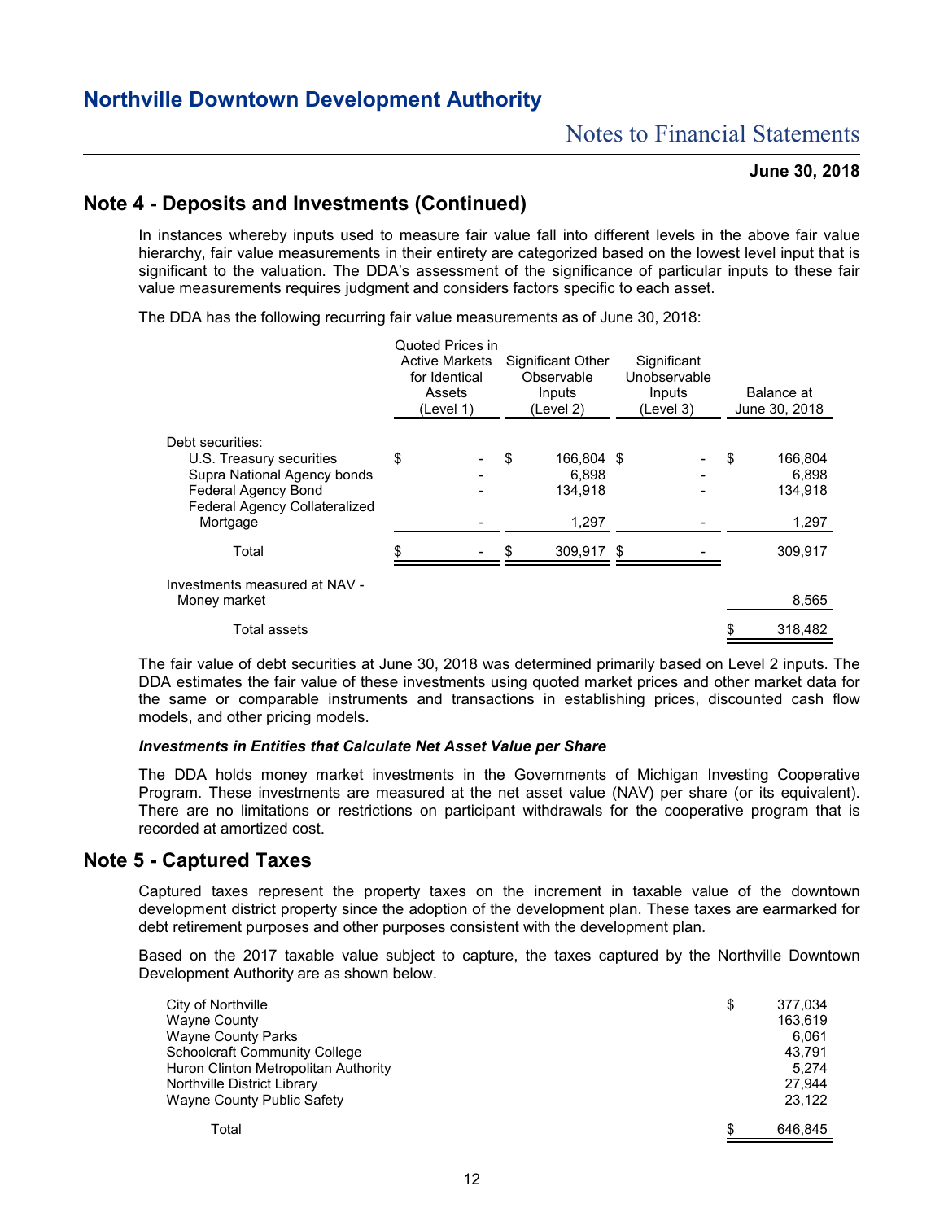## Note 4 - Deposits and Investments (Continued)

In instances whereby inputs used to measure fair value fall into different levels in the above fair value hierarchy, fair value measurements in their entirety are categorized based on the lowest level input that is significant to the valuation. The DDA's assessment of the significance of particular inputs to these fair value measurements requires judgment and considers factors specific to each asset.

The DDA has the following recurring fair value measurements as of June 30, 2018:

| | Quoted Prices in Active Markets for Identical Assets (Level 1) | Significant Other Observable Inputs (Level 2) | Significant Unobservable Inputs (Level 3) | Balance at June 30, 2018 |
|---|---|---|---|---|
| Debt securities: | | | | |
| U.S. Treasury securities | $ - | $ 166,804 | $ - | $ 166,804 |
| Supra National Agency bonds | - | 6,898 | - | 6,898 |
| Federal Agency Bond | - | 134,918 | - | 134,918 |
| Federal Agency Collateralized Mortgage | - | 1,297 | - | 1,297 |
| Total | $ - | $ 309,917 | $ - | 309,917 |
| Investments measured at NAV - Money market | | | | 8,565 |
| Total assets | | | | $ 318,482 |

The fair value of debt securities at June 30, 2018 was determined primarily based on Level 2 inputs. The DDA estimates the fair value of these investments using quoted market prices and other market data for the same or comparable instruments and transactions in establishing prices, discounted cash flow models, and other pricing models.

***Investments in Entities that Calculate Net Asset Value per Share***

The DDA holds money market investments in the Governments of Michigan Investing Cooperative Program. These investments are measured at the net asset value (NAV) per share (or its equivalent). There are no limitations or restrictions on participant withdrawals for the cooperative program that is recorded at amortized cost.

## Note 5 - Captured Taxes

Captured taxes represent the property taxes on the increment in taxable value of the downtown development district property since the adoption of the development plan. These taxes are earmarked for debt retirement purposes and other purposes consistent with the development plan.

Based on the 2017 taxable value subject to capture, the taxes captured by the Northville Downtown Development Authority are as shown below.

| | |
|---|---|
| City of Northville | $ 377,034 |
| Wayne County | 163,619 |
| Wayne County Parks | 6,061 |
| Schoolcraft Community College | 43,791 |
| Huron Clinton Metropolitan Authority | 5,274 |
| Northville District Library | 27,944 |
| Wayne County Public Safety | 23,122 |
| Total | $ 646,845 |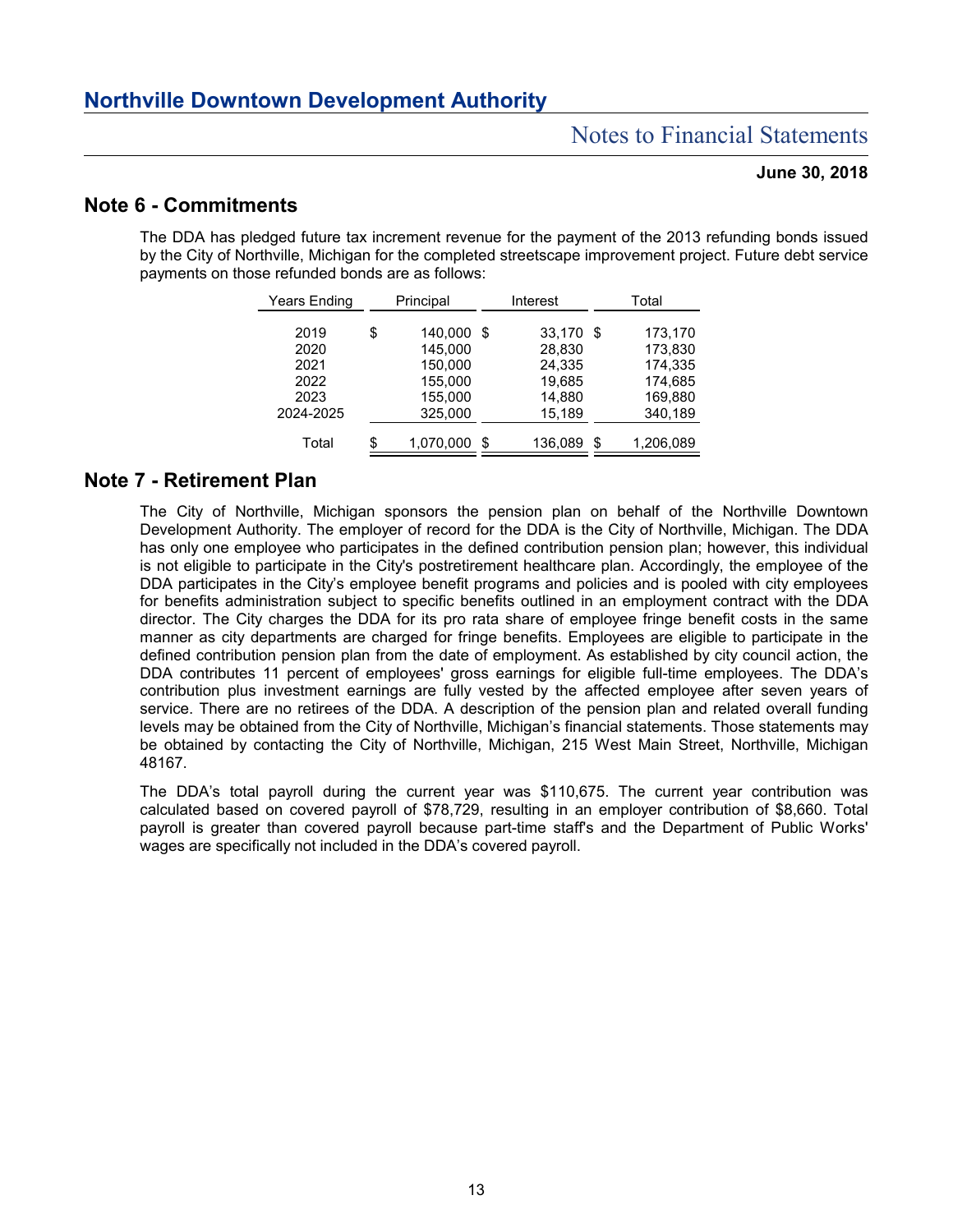# Northville Downtown Development Authority

## Notes to Financial Statements

**June 30, 2018**

## Note 6 - Commitments

The DDA has pledged future tax increment revenue for the payment of the 2013 refunding bonds issued by the City of Northville, Michigan for the completed streetscape improvement project. Future debt service payments on those refunded bonds are as follows:

| Years Ending | Principal | Interest | Total |
|---|---|---|---|
| 2019 | $ 140,000 | $ 33,170 | $ 173,170 |
| 2020 | 145,000 | 28,830 | 173,830 |
| 2021 | 150,000 | 24,335 | 174,335 |
| 2022 | 155,000 | 19,685 | 174,685 |
| 2023 | 155,000 | 14,880 | 169,880 |
| 2024-2025 | 325,000 | 15,189 | 340,189 |
| Total | $ 1,070,000 | $ 136,089 | $ 1,206,089 |

## Note 7 - Retirement Plan

The City of Northville, Michigan sponsors the pension plan on behalf of the Northville Downtown Development Authority. The employer of record for the DDA is the City of Northville, Michigan. The DDA has only one employee who participates in the defined contribution pension plan; however, this individual is not eligible to participate in the City's postretirement healthcare plan. Accordingly, the employee of the DDA participates in the City's employee benefit programs and policies and is pooled with city employees for benefits administration subject to specific benefits outlined in an employment contract with the DDA director. The City charges the DDA for its pro rata share of employee fringe benefit costs in the same manner as city departments are charged for fringe benefits. Employees are eligible to participate in the defined contribution pension plan from the date of employment. As established by city council action, the DDA contributes 11 percent of employees' gross earnings for eligible full-time employees. The DDA's contribution plus investment earnings are fully vested by the affected employee after seven years of service. There are no retirees of the DDA. A description of the pension plan and related overall funding levels may be obtained from the City of Northville, Michigan's financial statements. Those statements may be obtained by contacting the City of Northville, Michigan, 215 West Main Street, Northville, Michigan 48167.

The DDA's total payroll during the current year was $110,675. The current year contribution was calculated based on covered payroll of $78,729, resulting in an employer contribution of $8,660. Total payroll is greater than covered payroll because part-time staff's and the Department of Public Works' wages are specifically not included in the DDA's covered payroll.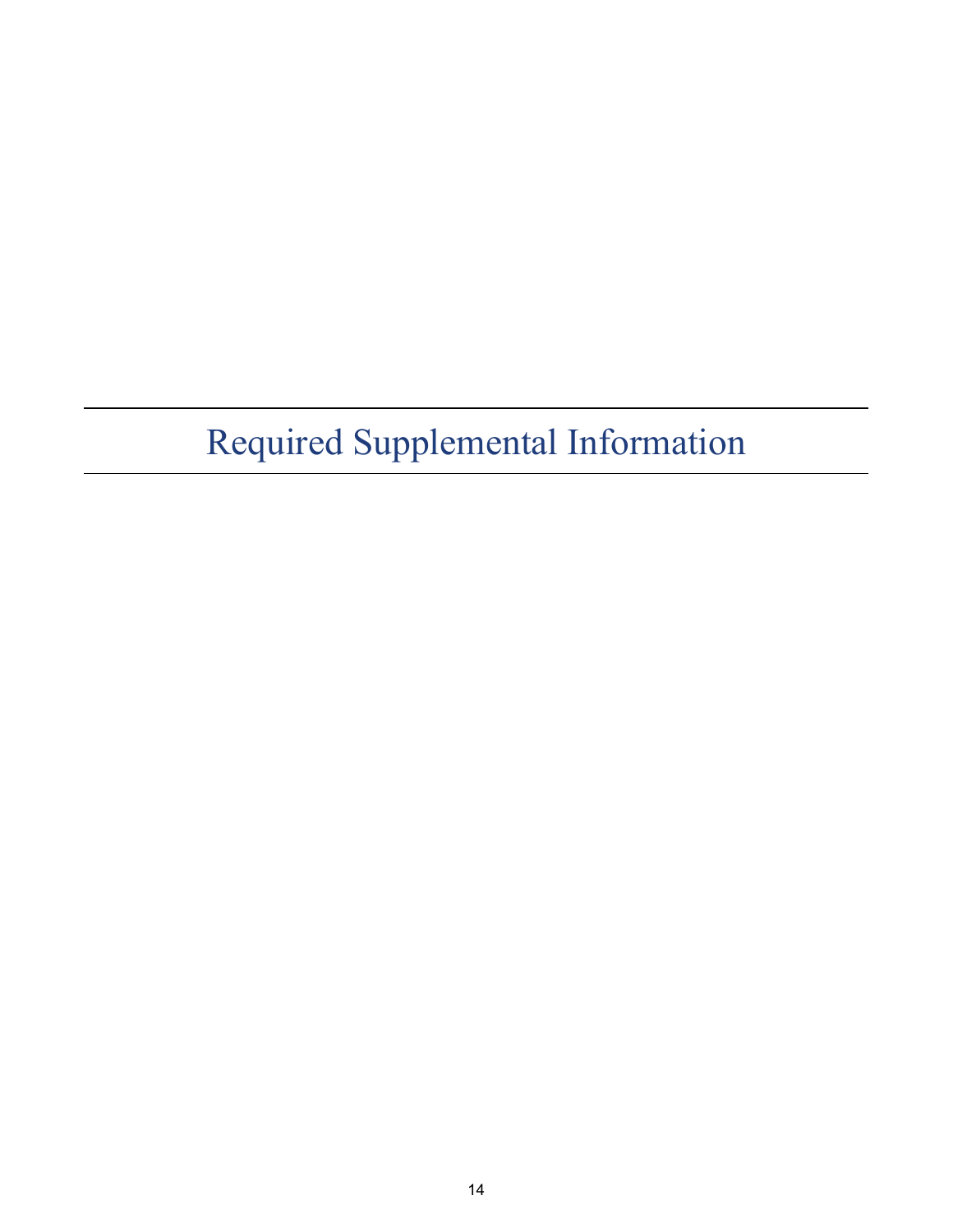# Required Supplemental Information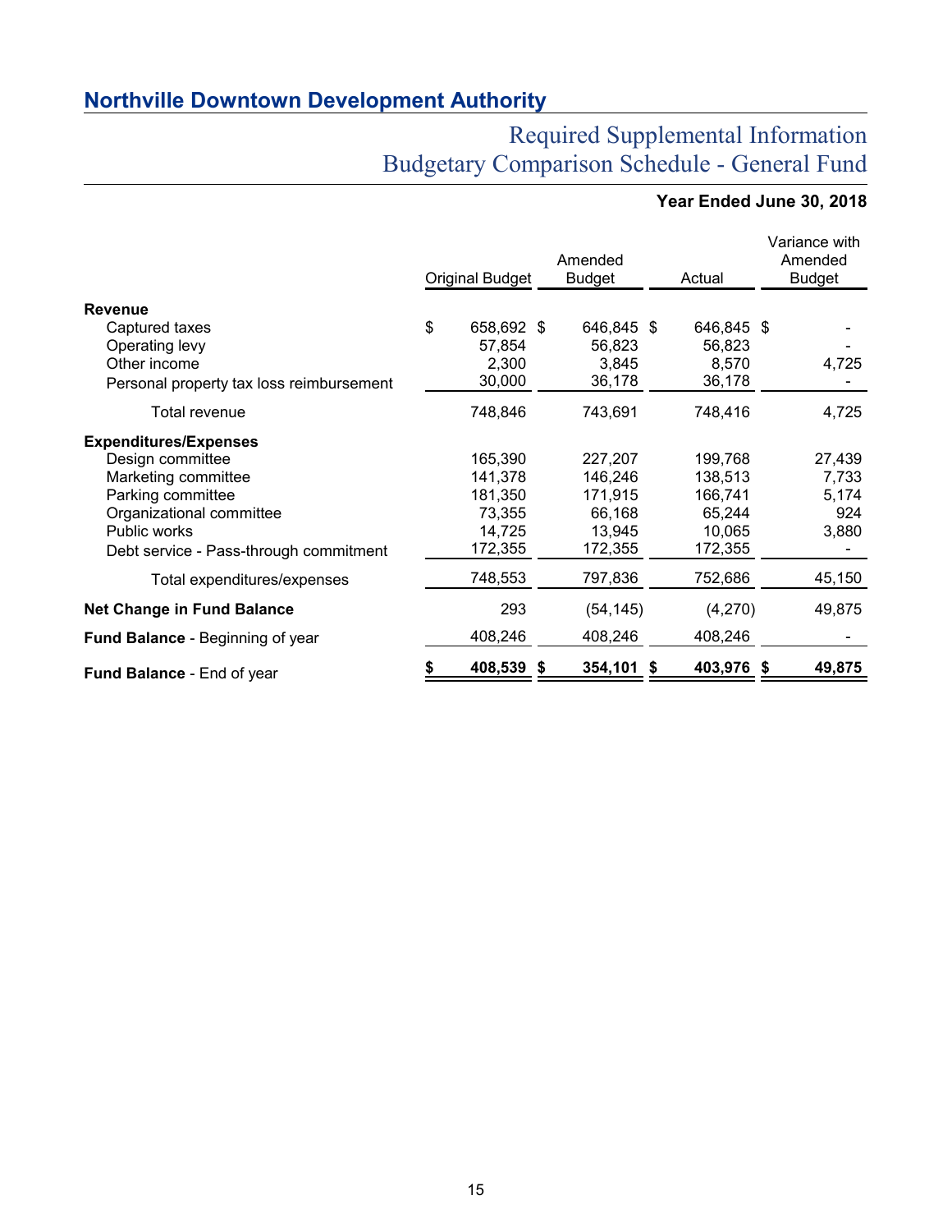## Northville Downtown Development Authority

# Required Supplemental Information
# Budgetary Comparison Schedule - General Fund

**Year Ended June 30, 2018**

| | Original Budget | Amended Budget | Actual | Variance with Amended Budget |
|---|---|---|---|---|
| **Revenue** | | | | |
| Captured taxes | $ 658,692 | $ 646,845 | $ 646,845 | $ - |
| Operating levy | 57,854 | 56,823 | 56,823 | - |
| Other income | 2,300 | 3,845 | 8,570 | 4,725 |
| Personal property tax loss reimbursement | 30,000 | 36,178 | 36,178 | - |
| Total revenue | 748,846 | 743,691 | 748,416 | 4,725 |
| **Expenditures/Expenses** | | | | |
| Design committee | 165,390 | 227,207 | 199,768 | 27,439 |
| Marketing committee | 141,378 | 146,246 | 138,513 | 7,733 |
| Parking committee | 181,350 | 171,915 | 166,741 | 5,174 |
| Organizational committee | 73,355 | 66,168 | 65,244 | 924 |
| Public works | 14,725 | 13,945 | 10,065 | 3,880 |
| Debt service - Pass-through commitment | 172,355 | 172,355 | 172,355 | - |
| Total expenditures/expenses | 748,553 | 797,836 | 752,686 | 45,150 |
| **Net Change in Fund Balance** | 293 | (54,145) | (4,270) | 49,875 |
| **Fund Balance** - Beginning of year | 408,246 | 408,246 | 408,246 | - |
| **Fund Balance** - End of year | **$ 408,539** | **$ 354,101** | **$ 403,976** | **$ 49,875** |